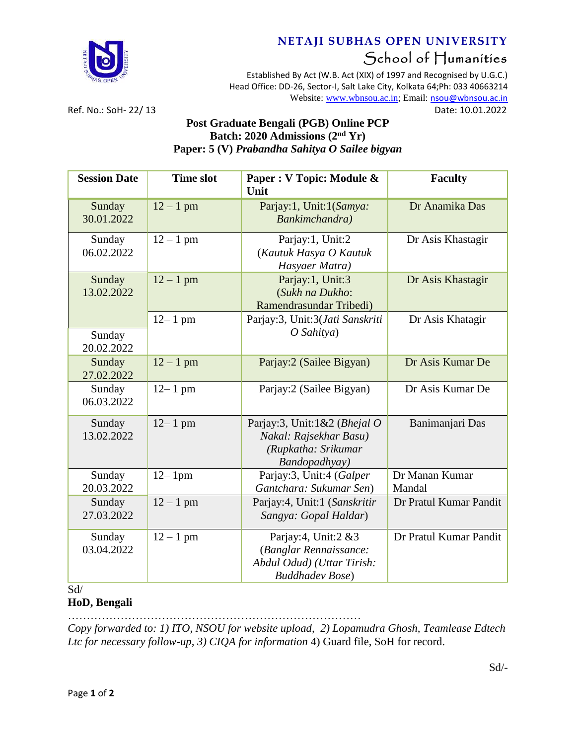**NETAJI SUBHAS OPEN UNIVERSITY**

School of Humanities

Established By Act (W.B. Act (XIX) of 1997 and Recognised by U.G.C.)
Head Office: DD-26, Sector-I, Salt Lake City, Kolkata 64;Ph: 033 40663214
Website: www.wbnsou.ac.in; Email: nsou@wbnsou.ac.in

Ref. No.: SoH- 22/ 13 Date: 10.01.2022

**Post Graduate Bengali (PGB) Online PCP**
**Batch: 2020 Admissions (2nd Yr)**
**Paper: 5 (V)** ***Prabandha Sahitya O Sailee bigyan***

| Session Date | Time slot | Paper : V Topic: Module & Unit | Faculty |
|---|---|---|---|
| Sunday 30.01.2022 | 12 – 1 pm | Parjay:1, Unit:1(*Samya: Bankimchandra)* | Dr Anamika Das |
| Sunday 06.02.2022 | 12 – 1 pm | Parjay:1, Unit:2 (*Kautuk Hasya O Kautuk Hasyaer Matra)* | Dr Asis Khastagir |
| Sunday 13.02.2022 | 12 – 1 pm | Parjay:1, Unit:3 (*Sukh na Dukho*: Ramendrasundar Tribedi) | Dr Asis Khastagir |
| Sunday 20.02.2022 | 12– 1 pm | Parjay:3, Unit:3(*Jati Sanskriti O Sahitya*) | Dr Asis Khatagir |
| Sunday 27.02.2022 | 12 – 1 pm | Parjay:2 (Sailee Bigyan) | Dr Asis Kumar De |
| Sunday 06.03.2022 | 12– 1 pm | Parjay:2 (Sailee Bigyan) | Dr Asis Kumar De |
| Sunday 13.02.2022 | 12– 1 pm | Parjay:3, Unit:1&2 (*Bhejal O Nakal: Rajsekhar Basu) (Rupkatha: Srikumar Bandopadhyay)* | Banimanjari Das |
| Sunday 20.03.2022 | 12– 1pm | Parjay:3, Unit:4 (*Galper Gantchara: Sukumar Sen*) | Dr Manan Kumar Mandal |
| Sunday 27.03.2022 | 12 – 1 pm | Parjay:4, Unit:1 (*Sanskritir Sangya: Gopal Haldar*) | Dr Pratul Kumar Pandit |
| Sunday 03.04.2022 | 12 – 1 pm | Parjay:4, Unit:2 &3 (*Banglar Rennaissance: Abdul Odud) (Uttar Tirish: Buddhadev Bose*) | Dr Pratul Kumar Pandit |

Sd/
**HoD, Bengali**

……………………………………………………………………

*Copy forwarded to: 1) ITO, NSOU for website upload, 2) Lopamudra Ghosh, Teamlease Edtech Ltc for necessary follow-up, 3) CIQA for information* 4) Guard file, SoH for record.

Sd/-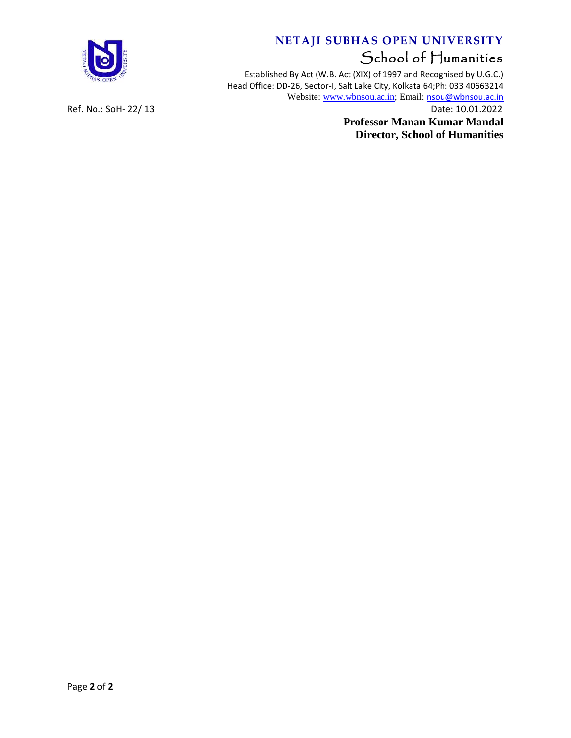**NETAJI SUBHAS OPEN UNIVERSITY**

School of Humanities

Established By Act (W.B. Act (XIX) of 1997 and Recognised by U.G.C.)
Head Office: DD-26, Sector-I, Salt Lake City, Kolkata 64;Ph: 033 40663214
Website: www.wbnsou.ac.in; Email: nsou@wbnsou.ac.in

Ref. No.: SoH- 22/ 13

Date: 10.01.2022

**Professor Manan Kumar Mandal**
**Director, School of Humanities**